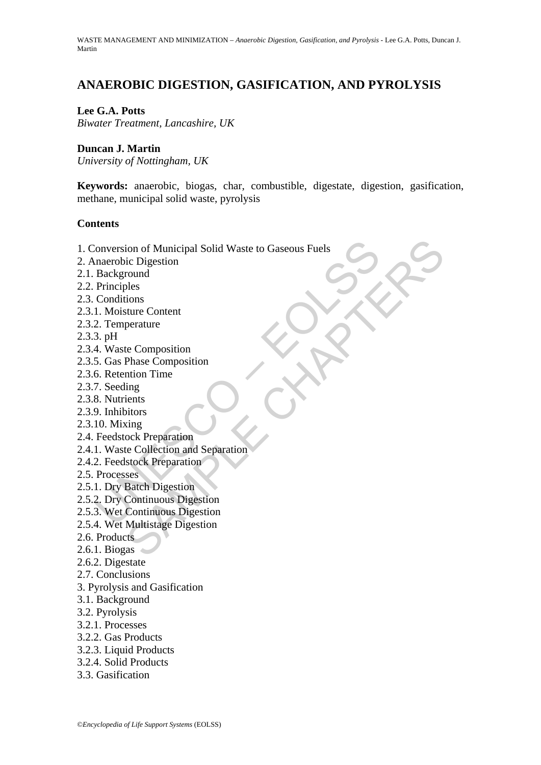# ANAEROBIC DIGESTION, GASIFICATION, AND PYROLYSIS

**Lee G.A. Potts**
*Biwater Treatment, Lancashire, UK*

**Duncan J. Martin**
*University of Nottingham, UK*

**Keywords:** anaerobic, biogas, char, combustible, digestate, digestion, gasification, methane, municipal solid waste, pyrolysis

**Contents**

1. Conversion of Municipal Solid Waste to Gaseous Fuels
2. Anaerobic Digestion
2.1. Background
2.2. Principles
2.3. Conditions
2.3.1. Moisture Content
2.3.2. Temperature
2.3.3. pH
2.3.4. Waste Composition
2.3.5. Gas Phase Composition
2.3.6. Retention Time
2.3.7. Seeding
2.3.8. Nutrients
2.3.9. Inhibitors
2.3.10. Mixing
2.4. Feedstock Preparation
2.4.1. Waste Collection and Separation
2.4.2. Feedstock Preparation
2.5. Processes
2.5.1. Dry Batch Digestion
2.5.2. Dry Continuous Digestion
2.5.3. Wet Continuous Digestion
2.5.4. Wet Multistage Digestion
2.6. Products
2.6.1. Biogas
2.6.2. Digestate
2.7. Conclusions
3. Pyrolysis and Gasification
3.1. Background
3.2. Pyrolysis
3.2.1. Processes
3.2.2. Gas Products
3.2.3. Liquid Products
3.2.4. Solid Products
3.3. Gasification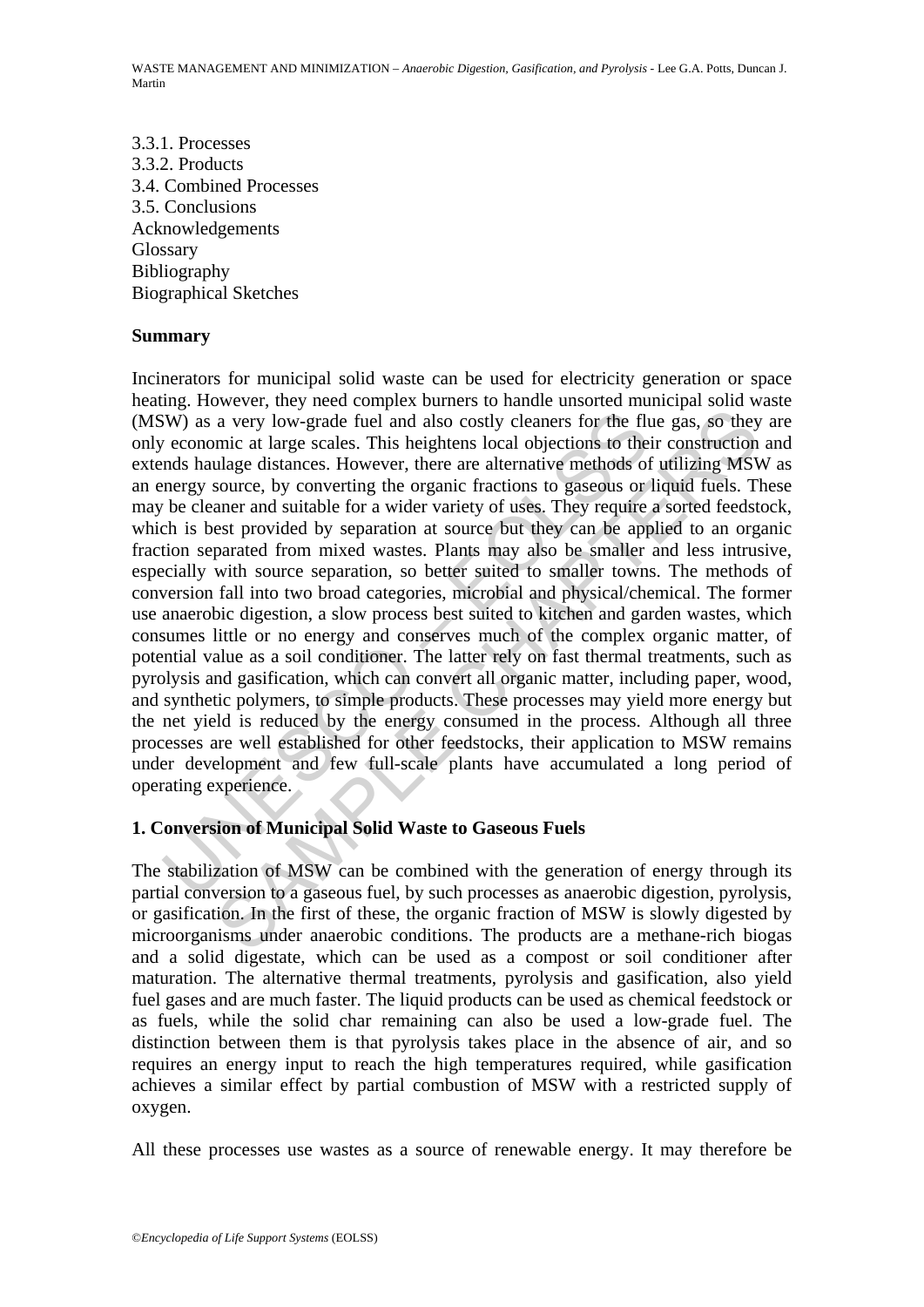3.3.1. Processes
3.3.2. Products
3.4. Combined Processes
3.5. Conclusions
Acknowledgements
Glossary
Bibliography
Biographical Sketches

**Summary**

Incinerators for municipal solid waste can be used for electricity generation or space heating. However, they need complex burners to handle unsorted municipal solid waste (MSW) as a very low-grade fuel and also costly cleaners for the flue gas, so they are only economic at large scales. This heightens local objections to their construction and extends haulage distances. However, there are alternative methods of utilizing MSW as an energy source, by converting the organic fractions to gaseous or liquid fuels. These may be cleaner and suitable for a wider variety of uses. They require a sorted feedstock, which is best provided by separation at source but they can be applied to an organic fraction separated from mixed wastes. Plants may also be smaller and less intrusive, especially with source separation, so better suited to smaller towns. The methods of conversion fall into two broad categories, microbial and physical/chemical. The former use anaerobic digestion, a slow process best suited to kitchen and garden wastes, which consumes little or no energy and conserves much of the complex organic matter, of potential value as a soil conditioner. The latter rely on fast thermal treatments, such as pyrolysis and gasification, which can convert all organic matter, including paper, wood, and synthetic polymers, to simple products. These processes may yield more energy but the net yield is reduced by the energy consumed in the process. Although all three processes are well established for other feedstocks, their application to MSW remains under development and few full-scale plants have accumulated a long period of operating experience.

## 1. Conversion of Municipal Solid Waste to Gaseous Fuels

The stabilization of MSW can be combined with the generation of energy through its partial conversion to a gaseous fuel, by such processes as anaerobic digestion, pyrolysis, or gasification. In the first of these, the organic fraction of MSW is slowly digested by microorganisms under anaerobic conditions. The products are a methane-rich biogas and a solid digestate, which can be used as a compost or soil conditioner after maturation. The alternative thermal treatments, pyrolysis and gasification, also yield fuel gases and are much faster. The liquid products can be used as chemical feedstock or as fuels, while the solid char remaining can also be used a low-grade fuel. The distinction between them is that pyrolysis takes place in the absence of air, and so requires an energy input to reach the high temperatures required, while gasification achieves a similar effect by partial combustion of MSW with a restricted supply of oxygen.

All these processes use wastes as a source of renewable energy. It may therefore be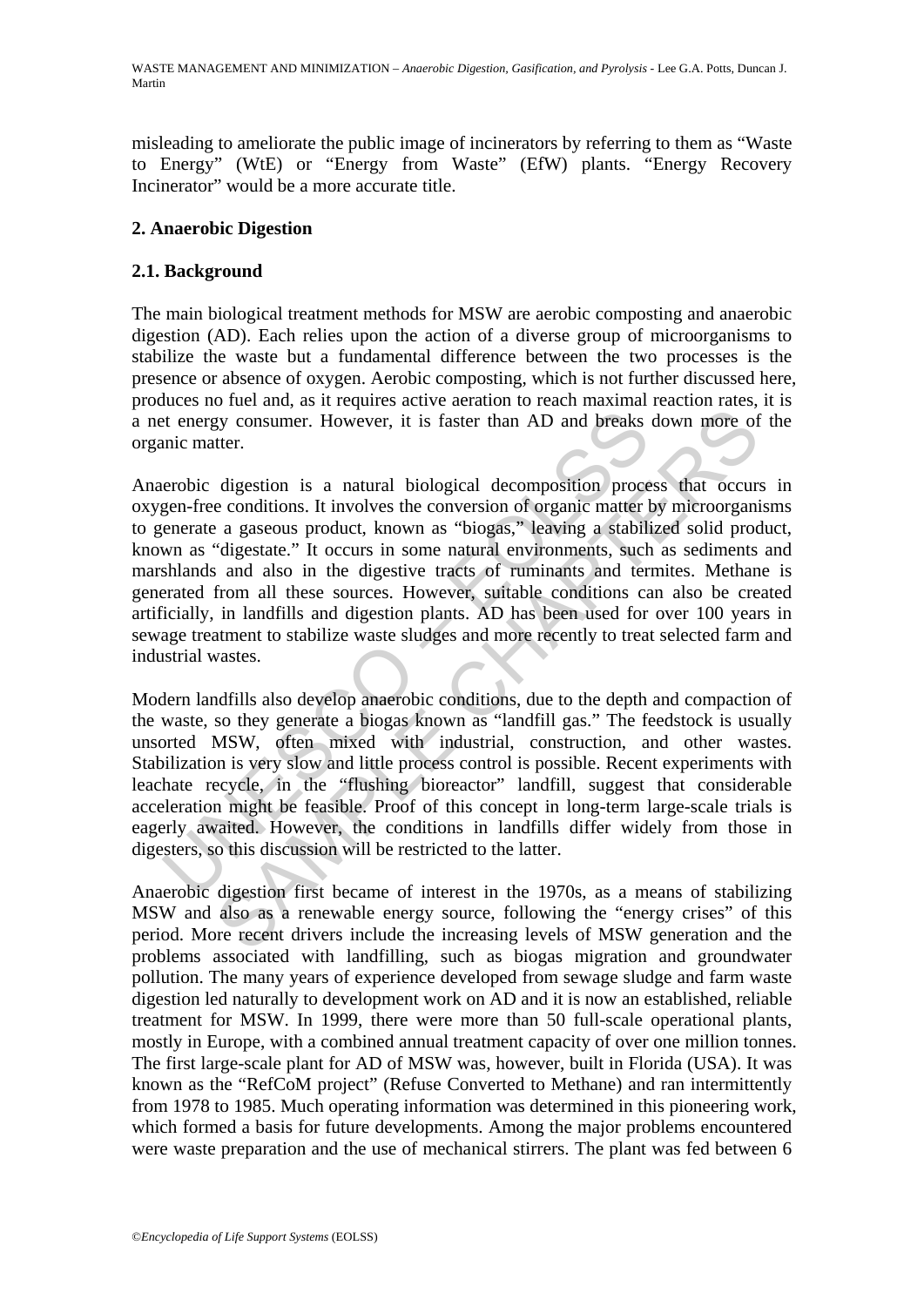misleading to ameliorate the public image of incinerators by referring to them as "Waste to Energy" (WtE) or "Energy from Waste" (EfW) plants. "Energy Recovery Incinerator" would be a more accurate title.

## 2. Anaerobic Digestion

### 2.1. Background

The main biological treatment methods for MSW are aerobic composting and anaerobic digestion (AD). Each relies upon the action of a diverse group of microorganisms to stabilize the waste but a fundamental difference between the two processes is the presence or absence of oxygen. Aerobic composting, which is not further discussed here, produces no fuel and, as it requires active aeration to reach maximal reaction rates, it is a net energy consumer. However, it is faster than AD and breaks down more of the organic matter.

Anaerobic digestion is a natural biological decomposition process that occurs in oxygen-free conditions. It involves the conversion of organic matter by microorganisms to generate a gaseous product, known as "biogas," leaving a stabilized solid product, known as "digestate." It occurs in some natural environments, such as sediments and marshlands and also in the digestive tracts of ruminants and termites. Methane is generated from all these sources. However, suitable conditions can also be created artificially, in landfills and digestion plants. AD has been used for over 100 years in sewage treatment to stabilize waste sludges and more recently to treat selected farm and industrial wastes.

Modern landfills also develop anaerobic conditions, due to the depth and compaction of the waste, so they generate a biogas known as "landfill gas." The feedstock is usually unsorted MSW, often mixed with industrial, construction, and other wastes. Stabilization is very slow and little process control is possible. Recent experiments with leachate recycle, in the "flushing bioreactor" landfill, suggest that considerable acceleration might be feasible. Proof of this concept in long-term large-scale trials is eagerly awaited. However, the conditions in landfills differ widely from those in digesters, so this discussion will be restricted to the latter.

Anaerobic digestion first became of interest in the 1970s, as a means of stabilizing MSW and also as a renewable energy source, following the "energy crises" of this period. More recent drivers include the increasing levels of MSW generation and the problems associated with landfilling, such as biogas migration and groundwater pollution. The many years of experience developed from sewage sludge and farm waste digestion led naturally to development work on AD and it is now an established, reliable treatment for MSW. In 1999, there were more than 50 full-scale operational plants, mostly in Europe, with a combined annual treatment capacity of over one million tonnes. The first large-scale plant for AD of MSW was, however, built in Florida (USA). It was known as the "RefCoM project" (Refuse Converted to Methane) and ran intermittently from 1978 to 1985. Much operating information was determined in this pioneering work, which formed a basis for future developments. Among the major problems encountered were waste preparation and the use of mechanical stirrers. The plant was fed between 6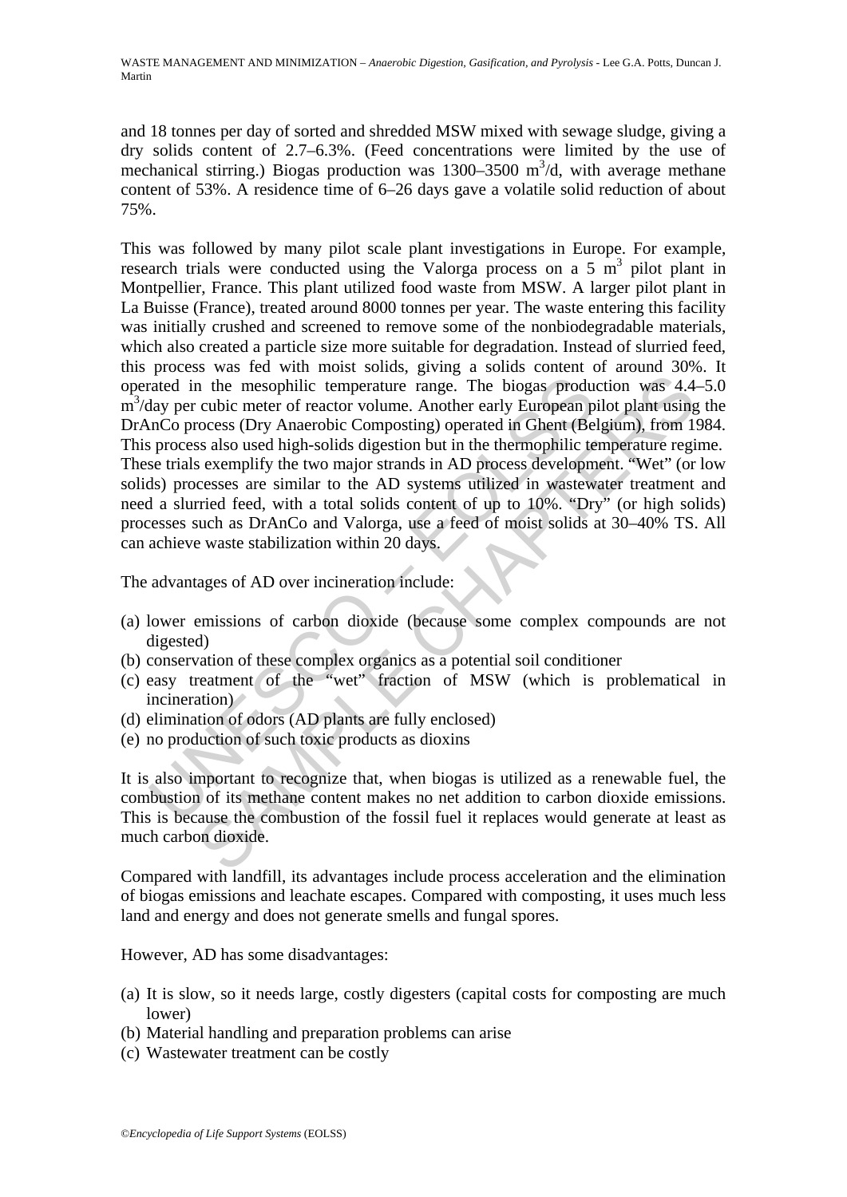and 18 tonnes per day of sorted and shredded MSW mixed with sewage sludge, giving a dry solids content of 2.7–6.3%. (Feed concentrations were limited by the use of mechanical stirring.) Biogas production was 1300–3500 $m^3$/d, with average methane content of 53%. A residence time of 6–26 days gave a volatile solid reduction of about 75%.

This was followed by many pilot scale plant investigations in Europe. For example, research trials were conducted using the Valorga process on a 5 $m^3$ pilot plant in Montpellier, France. This plant utilized food waste from MSW. A larger pilot plant in La Buisse (France), treated around 8000 tonnes per year. The waste entering this facility was initially crushed and screened to remove some of the nonbiodegradable materials, which also created a particle size more suitable for degradation. Instead of slurried feed, this process was fed with moist solids, giving a solids content of around 30%. It operated in the mesophilic temperature range. The biogas production was 4.4–5.0 $m^3$/day per cubic meter of reactor volume. Another early European pilot plant using the DrAnCo process (Dry Anaerobic Composting) operated in Ghent (Belgium), from 1984. This process also used high-solids digestion but in the thermophilic temperature regime. These trials exemplify the two major strands in AD process development. "Wet" (or low solids) processes are similar to the AD systems utilized in wastewater treatment and need a slurried feed, with a total solids content of up to 10%. "Dry" (or high solids) processes such as DrAnCo and Valorga, use a feed of moist solids at 30–40% TS. All can achieve waste stabilization within 20 days.

The advantages of AD over incineration include:

(a) lower emissions of carbon dioxide (because some complex compounds are not digested)
(b) conservation of these complex organics as a potential soil conditioner
(c) easy treatment of the "wet" fraction of MSW (which is problematical in incineration)
(d) elimination of odors (AD plants are fully enclosed)
(e) no production of such toxic products as dioxins

It is also important to recognize that, when biogas is utilized as a renewable fuel, the combustion of its methane content makes no net addition to carbon dioxide emissions. This is because the combustion of the fossil fuel it replaces would generate at least as much carbon dioxide.

Compared with landfill, its advantages include process acceleration and the elimination of biogas emissions and leachate escapes. Compared with composting, it uses much less land and energy and does not generate smells and fungal spores.

However, AD has some disadvantages:

(a) It is slow, so it needs large, costly digesters (capital costs for composting are much lower)
(b) Material handling and preparation problems can arise
(c) Wastewater treatment can be costly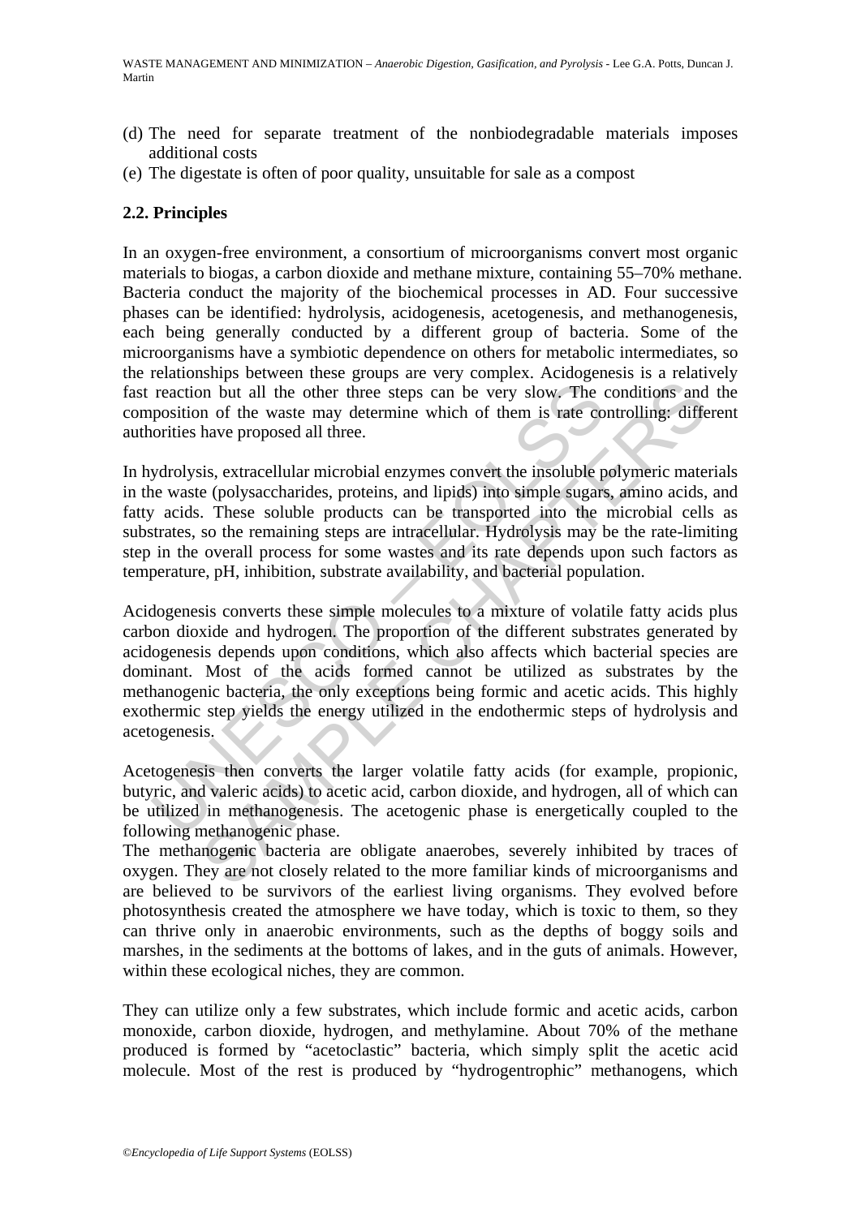(d) The need for separate treatment of the nonbiodegradable materials imposes additional costs
(e) The digestate is often of poor quality, unsuitable for sale as a compost

## 2.2. Principles

In an oxygen-free environment, a consortium of microorganisms convert most organic materials to biogas, a carbon dioxide and methane mixture, containing 55–70% methane. Bacteria conduct the majority of the biochemical processes in AD. Four successive phases can be identified: hydrolysis, acidogenesis, acetogenesis, and methanogenesis, each being generally conducted by a different group of bacteria. Some of the microorganisms have a symbiotic dependence on others for metabolic intermediates, so the relationships between these groups are very complex. Acidogenesis is a relatively fast reaction but all the other three steps can be very slow. The conditions and the composition of the waste may determine which of them is rate controlling: different authorities have proposed all three.

In hydrolysis, extracellular microbial enzymes convert the insoluble polymeric materials in the waste (polysaccharides, proteins, and lipids) into simple sugars, amino acids, and fatty acids. These soluble products can be transported into the microbial cells as substrates, so the remaining steps are intracellular. Hydrolysis may be the rate-limiting step in the overall process for some wastes and its rate depends upon such factors as temperature, pH, inhibition, substrate availability, and bacterial population.

Acidogenesis converts these simple molecules to a mixture of volatile fatty acids plus carbon dioxide and hydrogen. The proportion of the different substrates generated by acidogenesis depends upon conditions, which also affects which bacterial species are dominant. Most of the acids formed cannot be utilized as substrates by the methanogenic bacteria, the only exceptions being formic and acetic acids. This highly exothermic step yields the energy utilized in the endothermic steps of hydrolysis and acetogenesis.

Acetogenesis then converts the larger volatile fatty acids (for example, propionic, butyric, and valeric acids) to acetic acid, carbon dioxide, and hydrogen, all of which can be utilized in methanogenesis. The acetogenic phase is energetically coupled to the following methanogenic phase.

The methanogenic bacteria are obligate anaerobes, severely inhibited by traces of oxygen. They are not closely related to the more familiar kinds of microorganisms and are believed to be survivors of the earliest living organisms. They evolved before photosynthesis created the atmosphere we have today, which is toxic to them, so they can thrive only in anaerobic environments, such as the depths of boggy soils and marshes, in the sediments at the bottoms of lakes, and in the guts of animals. However, within these ecological niches, they are common.

They can utilize only a few substrates, which include formic and acetic acids, carbon monoxide, carbon dioxide, hydrogen, and methylamine. About 70% of the methane produced is formed by "acetoclastic" bacteria, which simply split the acetic acid molecule. Most of the rest is produced by "hydrogentrophic" methanogens, which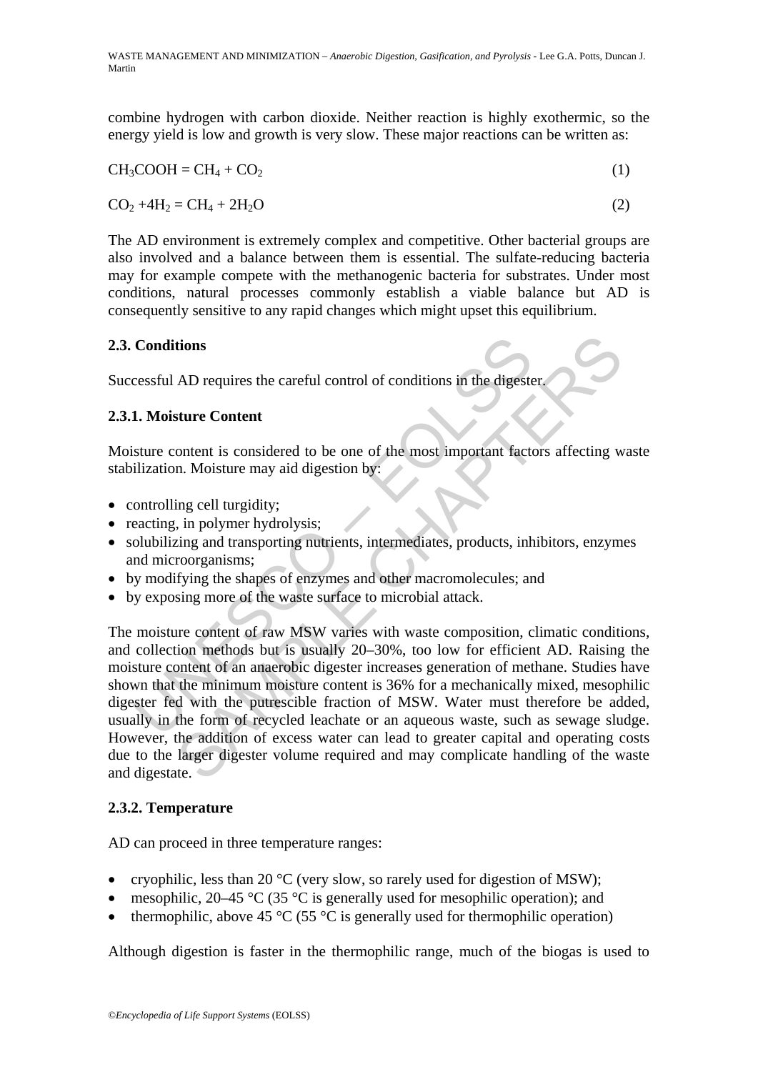combine hydrogen with carbon dioxide. Neither reaction is highly exothermic, so the energy yield is low and growth is very slow. These major reactions can be written as:

$$CH_3COOH = CH_4 + CO_2 \quad (1)$$

$$CO_2 + 4H_2 = CH_4 + 2H_2O \quad (2)$$

The AD environment is extremely complex and competitive. Other bacterial groups are also involved and a balance between them is essential. The sulfate-reducing bacteria may for example compete with the methanogenic bacteria for substrates. Under most conditions, natural processes commonly establish a viable balance but AD is consequently sensitive to any rapid changes which might upset this equilibrium.

### 2.3. Conditions

Successful AD requires the careful control of conditions in the digester.

#### 2.3.1. Moisture Content

Moisture content is considered to be one of the most important factors affecting waste stabilization. Moisture may aid digestion by:

- controlling cell turgidity;
- reacting, in polymer hydrolysis;
- solubilizing and transporting nutrients, intermediates, products, inhibitors, enzymes and microorganisms;
- by modifying the shapes of enzymes and other macromolecules; and
- by exposing more of the waste surface to microbial attack.

The moisture content of raw MSW varies with waste composition, climatic conditions, and collection methods but is usually 20–30%, too low for efficient AD. Raising the moisture content of an anaerobic digester increases generation of methane. Studies have shown that the minimum moisture content is 36% for a mechanically mixed, mesophilic digester fed with the putrescible fraction of MSW. Water must therefore be added, usually in the form of recycled leachate or an aqueous waste, such as sewage sludge. However, the addition of excess water can lead to greater capital and operating costs due to the larger digester volume required and may complicate handling of the waste and digestate.

#### 2.3.2. Temperature

AD can proceed in three temperature ranges:

- cryophilic, less than 20 °C (very slow, so rarely used for digestion of MSW);
- mesophilic, 20–45 °C (35 °C is generally used for mesophilic operation); and
- thermophilic, above 45 °C (55 °C is generally used for thermophilic operation)

Although digestion is faster in the thermophilic range, much of the biogas is used to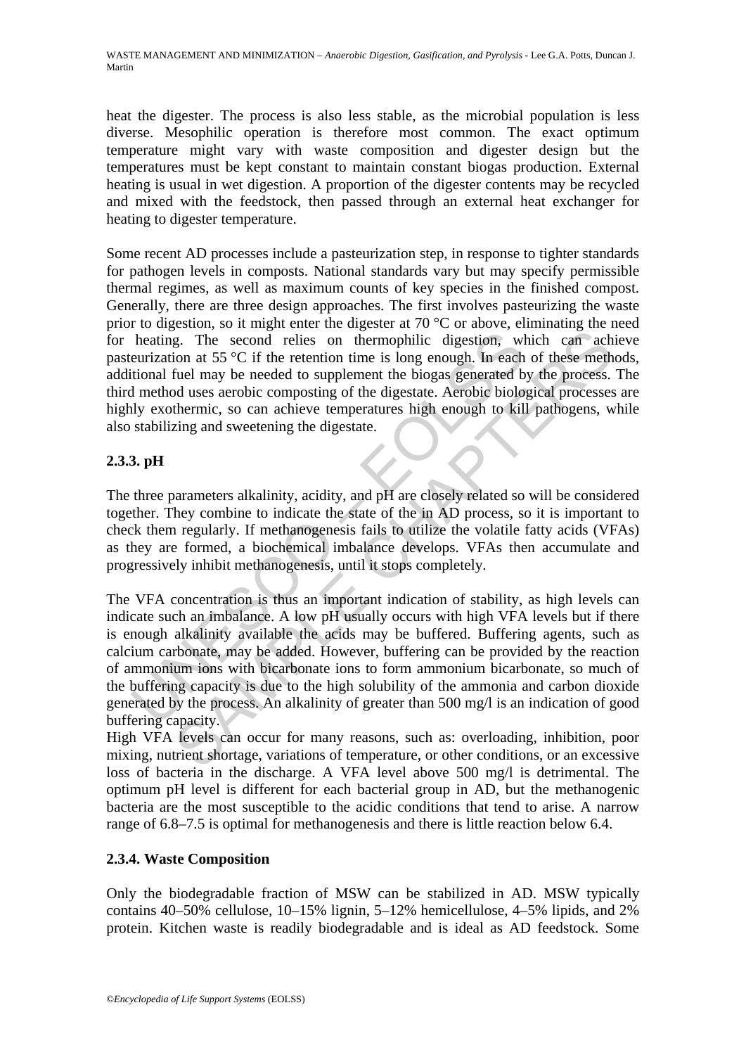heat the digester. The process is also less stable, as the microbial population is less diverse. Mesophilic operation is therefore most common. The exact optimum temperature might vary with waste composition and digester design but the temperatures must be kept constant to maintain constant biogas production. External heating is usual in wet digestion. A proportion of the digester contents may be recycled and mixed with the feedstock, then passed through an external heat exchanger for heating to digester temperature.

Some recent AD processes include a pasteurization step, in response to tighter standards for pathogen levels in composts. National standards vary but may specify permissible thermal regimes, as well as maximum counts of key species in the finished compost. Generally, there are three design approaches. The first involves pasteurizing the waste prior to digestion, so it might enter the digester at 70 °C or above, eliminating the need for heating. The second relies on thermophilic digestion, which can achieve pasteurization at 55 °C if the retention time is long enough. In each of these methods, additional fuel may be needed to supplement the biogas generated by the process. The third method uses aerobic composting of the digestate. Aerobic biological processes are highly exothermic, so can achieve temperatures high enough to kill pathogens, while also stabilizing and sweetening the digestate.

### 2.3.3. pH

The three parameters alkalinity, acidity, and pH are closely related so will be considered together. They combine to indicate the state of the in AD process, so it is important to check them regularly. If methanogenesis fails to utilize the volatile fatty acids (VFAs) as they are formed, a biochemical imbalance develops. VFAs then accumulate and progressively inhibit methanogenesis, until it stops completely.

The VFA concentration is thus an important indication of stability, as high levels can indicate such an imbalance. A low pH usually occurs with high VFA levels but if there is enough alkalinity available the acids may be buffered. Buffering agents, such as calcium carbonate, may be added. However, buffering can be provided by the reaction of ammonium ions with bicarbonate ions to form ammonium bicarbonate, so much of the buffering capacity is due to the high solubility of the ammonia and carbon dioxide generated by the process. An alkalinity of greater than 500 mg/l is an indication of good buffering capacity.
High VFA levels can occur for many reasons, such as: overloading, inhibition, poor mixing, nutrient shortage, variations of temperature, or other conditions, or an excessive loss of bacteria in the discharge. A VFA level above 500 mg/l is detrimental. The optimum pH level is different for each bacterial group in AD, but the methanogenic bacteria are the most susceptible to the acidic conditions that tend to arise. A narrow range of 6.8–7.5 is optimal for methanogenesis and there is little reaction below 6.4.

### 2.3.4. Waste Composition

Only the biodegradable fraction of MSW can be stabilized in AD. MSW typically contains 40–50% cellulose, 10–15% lignin, 5–12% hemicellulose, 4–5% lipids, and 2% protein. Kitchen waste is readily biodegradable and is ideal as AD feedstock. Some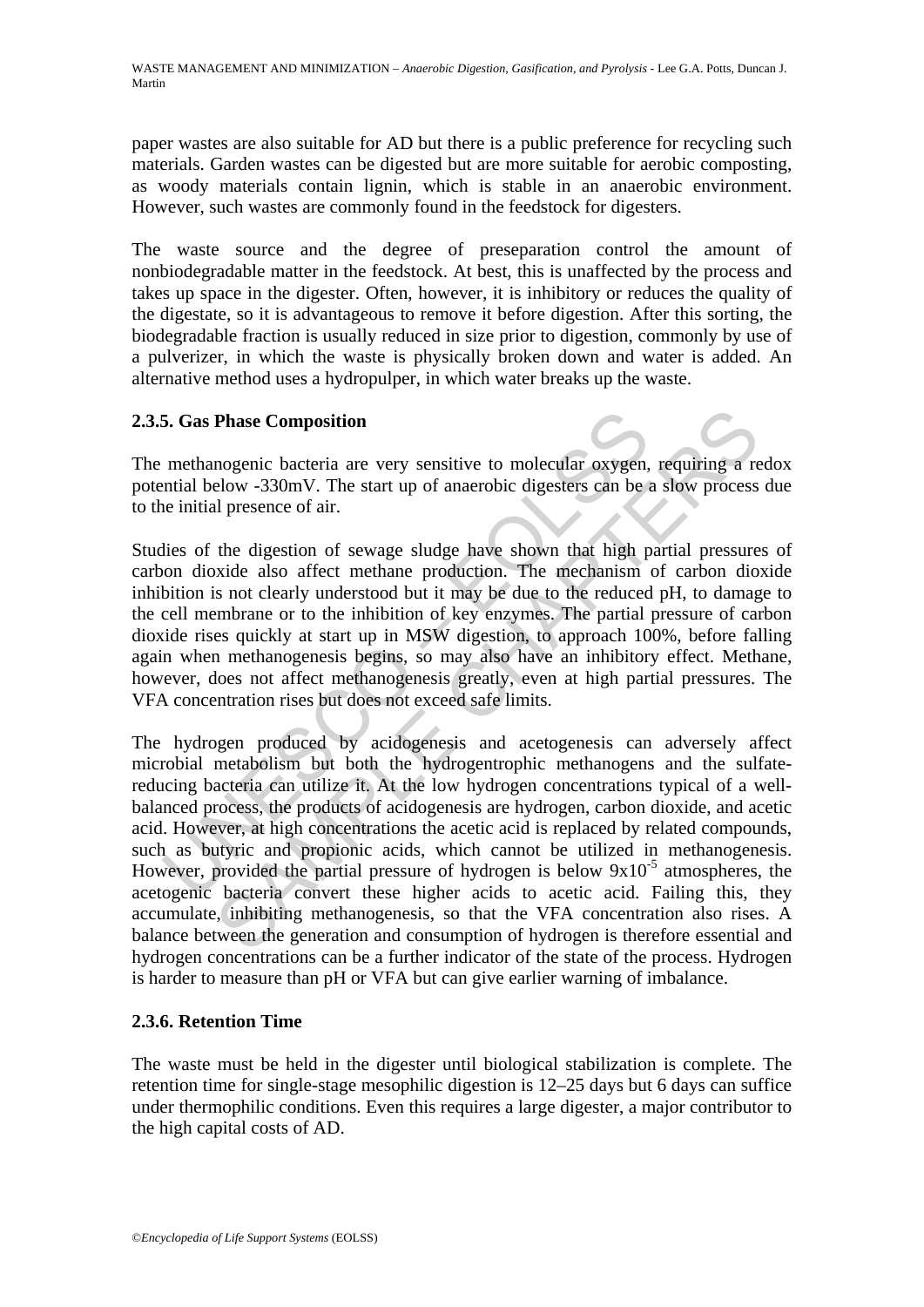paper wastes are also suitable for AD but there is a public preference for recycling such materials. Garden wastes can be digested but are more suitable for aerobic composting, as woody materials contain lignin, which is stable in an anaerobic environment. However, such wastes are commonly found in the feedstock for digesters.

The waste source and the degree of preseparation control the amount of nonbiodegradable matter in the feedstock. At best, this is unaffected by the process and takes up space in the digester. Often, however, it is inhibitory or reduces the quality of the digestate, so it is advantageous to remove it before digestion. After this sorting, the biodegradable fraction is usually reduced in size prior to digestion, commonly by use of a pulverizer, in which the waste is physically broken down and water is added. An alternative method uses a hydropulper, in which water breaks up the waste.

### 2.3.5. Gas Phase Composition

The methanogenic bacteria are very sensitive to molecular oxygen, requiring a redox potential below -330mV. The start up of anaerobic digesters can be a slow process due to the initial presence of air.

Studies of the digestion of sewage sludge have shown that high partial pressures of carbon dioxide also affect methane production. The mechanism of carbon dioxide inhibition is not clearly understood but it may be due to the reduced pH, to damage to the cell membrane or to the inhibition of key enzymes. The partial pressure of carbon dioxide rises quickly at start up in MSW digestion, to approach 100%, before falling again when methanogenesis begins, so may also have an inhibitory effect. Methane, however, does not affect methanogenesis greatly, even at high partial pressures. The VFA concentration rises but does not exceed safe limits.

The hydrogen produced by acidogenesis and acetogenesis can adversely affect microbial metabolism but both the hydrogentrophic methanogens and the sulfate-reducing bacteria can utilize it. At the low hydrogen concentrations typical of a well-balanced process, the products of acidogenesis are hydrogen, carbon dioxide, and acetic acid. However, at high concentrations the acetic acid is replaced by related compounds, such as butyric and propionic acids, which cannot be utilized in methanogenesis. However, provided the partial pressure of hydrogen is below $9 \times 10^{-5}$ atmospheres, the acetogenic bacteria convert these higher acids to acetic acid. Failing this, they accumulate, inhibiting methanogenesis, so that the VFA concentration also rises. A balance between the generation and consumption of hydrogen is therefore essential and hydrogen concentrations can be a further indicator of the state of the process. Hydrogen is harder to measure than pH or VFA but can give earlier warning of imbalance.

### 2.3.6. Retention Time

The waste must be held in the digester until biological stabilization is complete. The retention time for single-stage mesophilic digestion is 12–25 days but 6 days can suffice under thermophilic conditions. Even this requires a large digester, a major contributor to the high capital costs of AD.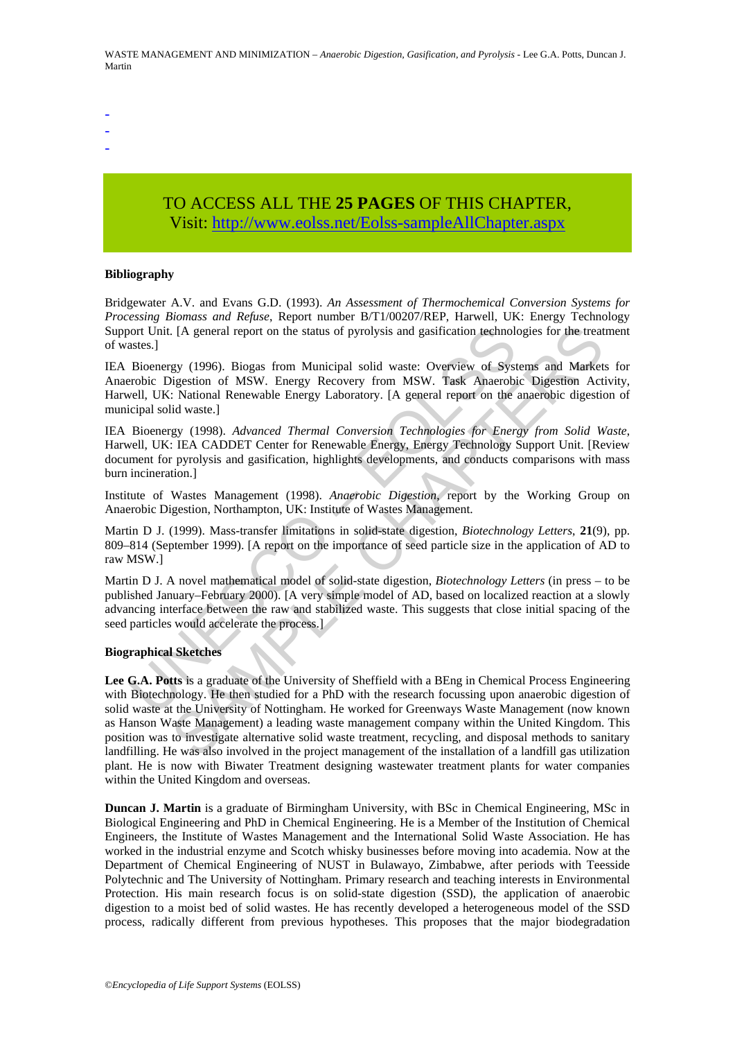-
-
-

TO ACCESS ALL THE **25 PAGES** OF THIS CHAPTER,
Visit: http://www.eolss.net/Eolss-sampleAllChapter.aspx

**Bibliography**

Bridgewater A.V. and Evans G.D. (1993). *An Assessment of Thermochemical Conversion Systems for Processing Biomass and Refuse*, Report number B/T1/00207/REP, Harwell, UK: Energy Technology Support Unit. [A general report on the status of pyrolysis and gasification technologies for the treatment of wastes.]

IEA Bioenergy (1996). Biogas from Municipal solid waste: Overview of Systems and Markets for Anaerobic Digestion of MSW. Energy Recovery from MSW. Task Anaerobic Digestion Activity, Harwell, UK: National Renewable Energy Laboratory. [A general report on the anaerobic digestion of municipal solid waste.]

IEA Bioenergy (1998). *Advanced Thermal Conversion Technologies for Energy from Solid Waste*, Harwell, UK: IEA CADDET Center for Renewable Energy, Energy Technology Support Unit. [Review document for pyrolysis and gasification, highlights developments, and conducts comparisons with mass burn incineration.]

Institute of Wastes Management (1998). *Anaerobic Digestion*, report by the Working Group on Anaerobic Digestion, Northampton, UK: Institute of Wastes Management.

Martin D J. (1999). Mass-transfer limitations in solid-state digestion, *Biotechnology Letters*, **21**(9), pp. 809–814 (September 1999). [A report on the importance of seed particle size in the application of AD to raw MSW.]

Martin D J. A novel mathematical model of solid-state digestion, *Biotechnology Letters* (in press – to be published January–February 2000). [A very simple model of AD, based on localized reaction at a slowly advancing interface between the raw and stabilized waste. This suggests that close initial spacing of the seed particles would accelerate the process.]

**Biographical Sketches**

**Lee G.A. Potts** is a graduate of the University of Sheffield with a BEng in Chemical Process Engineering with Biotechnology. He then studied for a PhD with the research focussing upon anaerobic digestion of solid waste at the University of Nottingham. He worked for Greenways Waste Management (now known as Hanson Waste Management) a leading waste management company within the United Kingdom. This position was to investigate alternative solid waste treatment, recycling, and disposal methods to sanitary landfilling. He was also involved in the project management of the installation of a landfill gas utilization plant. He is now with Biwater Treatment designing wastewater treatment plants for water companies within the United Kingdom and overseas.

**Duncan J. Martin** is a graduate of Birmingham University, with BSc in Chemical Engineering, MSc in Biological Engineering and PhD in Chemical Engineering. He is a Member of the Institution of Chemical Engineers, the Institute of Wastes Management and the International Solid Waste Association. He has worked in the industrial enzyme and Scotch whisky businesses before moving into academia. Now at the Department of Chemical Engineering of NUST in Bulawayo, Zimbabwe, after periods with Teesside Polytechnic and The University of Nottingham. Primary research and teaching interests in Environmental Protection. His main research focus is on solid-state digestion (SSD), the application of anaerobic digestion to a moist bed of solid wastes. He has recently developed a heterogeneous model of the SSD process, radically different from previous hypotheses. This proposes that the major biodegradation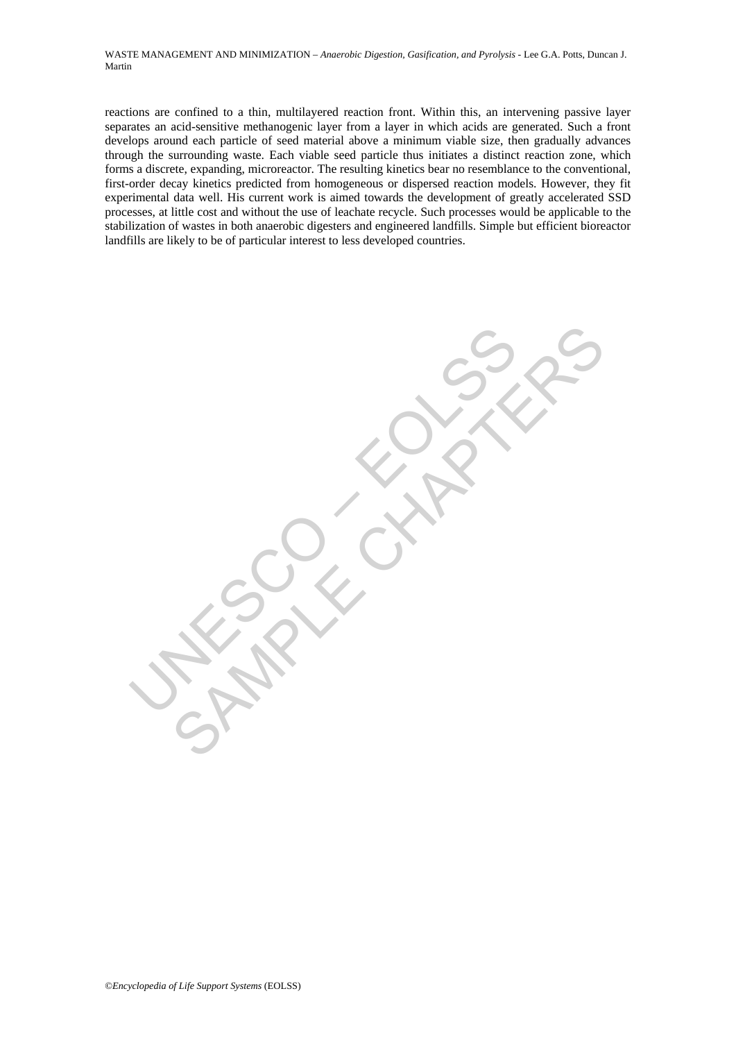reactions are confined to a thin, multilayered reaction front. Within this, an intervening passive layer separates an acid-sensitive methanogenic layer from a layer in which acids are generated. Such a front develops around each particle of seed material above a minimum viable size, then gradually advances through the surrounding waste. Each viable seed particle thus initiates a distinct reaction zone, which forms a discrete, expanding, microreactor. The resulting kinetics bear no resemblance to the conventional, first-order decay kinetics predicted from homogeneous or dispersed reaction models. However, they fit experimental data well. His current work is aimed towards the development of greatly accelerated SSD processes, at little cost and without the use of leachate recycle. Such processes would be applicable to the stabilization of wastes in both anaerobic digesters and engineered landfills. Simple but efficient bioreactor landfills are likely to be of particular interest to less developed countries.